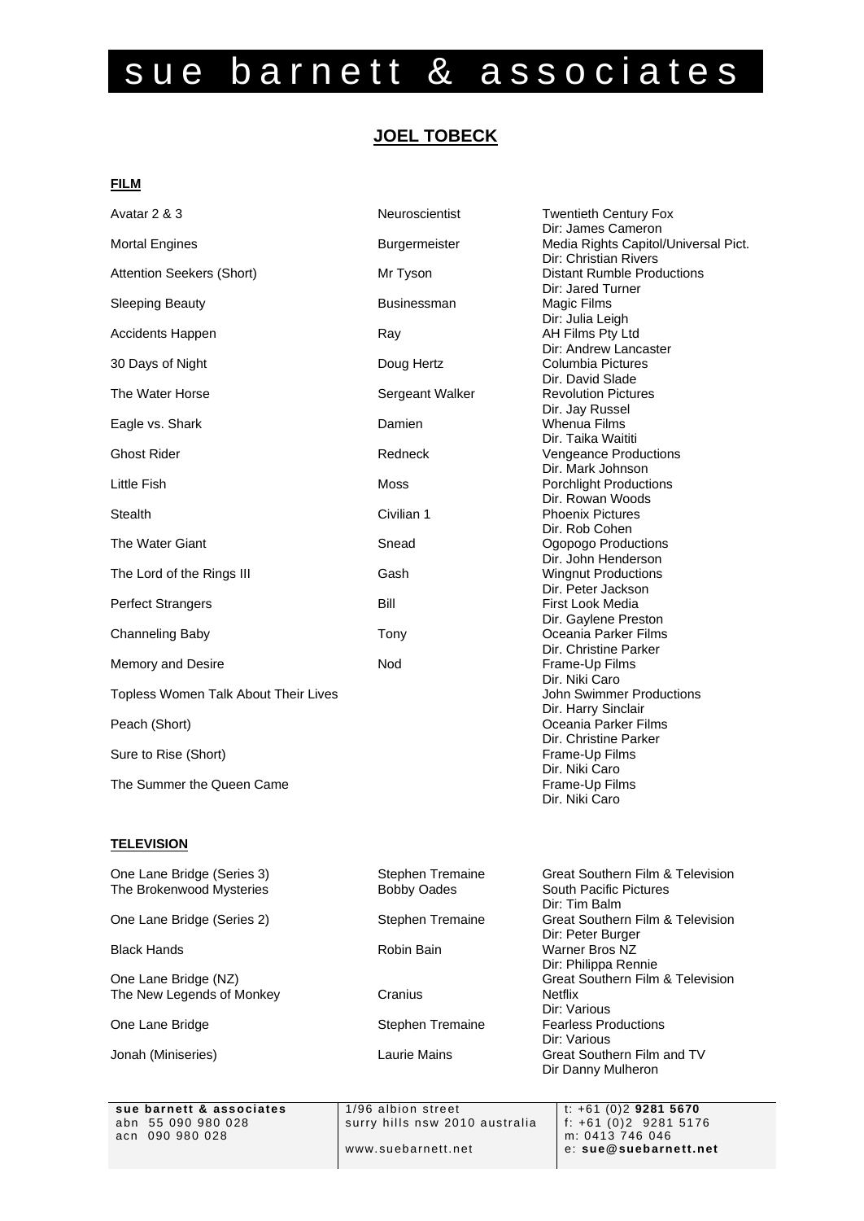# sue barnett & associates

## JOEL TOBECK

### FILM

| Title | Role | Production / Director |
|---|---|---|
| Avatar 2 & 3 | Neuroscientist | Twentieth Century Fox<br>Dir: James Cameron |
| Mortal Engines | Burgermeister | Media Rights Capitol/Universal Pict.<br>Dir: Christian Rivers |
| Attention Seekers (Short) | Mr Tyson | Distant Rumble Productions<br>Dir: Jared Turner |
| Sleeping Beauty | Businessman | Magic Films<br>Dir: Julia Leigh |
| Accidents Happen | Ray | AH Films Pty Ltd<br>Dir: Andrew Lancaster |
| 30 Days of Night | Doug Hertz | Columbia Pictures<br>Dir. David Slade |
| The Water Horse | Sergeant Walker | Revolution Pictures<br>Dir. Jay Russel |
| Eagle vs. Shark | Damien | Whenua Films<br>Dir. Taika Waititi |
| Ghost Rider | Redneck | Vengeance Productions<br>Dir. Mark Johnson |
| Little Fish | Moss | Porchlight Productions<br>Dir. Rowan Woods |
| Stealth | Civilian 1 | Phoenix Pictures<br>Dir. Rob Cohen |
| The Water Giant | Snead | Ogopogo Productions<br>Dir. John Henderson |
| The Lord of the Rings III | Gash | Wingnut Productions<br>Dir. Peter Jackson |
| Perfect Strangers | Bill | First Look Media<br>Dir. Gaylene Preston |
| Channeling Baby | Tony | Oceania Parker Films<br>Dir. Christine Parker |
| Memory and Desire | Nod | Frame-Up Films<br>Dir. Niki Caro |
| Topless Women Talk About Their Lives | | John Swimmer Productions<br>Dir. Harry Sinclair |
| Peach (Short) | | Oceania Parker Films<br>Dir. Christine Parker |
| Sure to Rise (Short) | | Frame-Up Films<br>Dir. Niki Caro |
| The Summer the Queen Came | | Frame-Up Films<br>Dir. Niki Caro |

### TELEVISION

| Title | Role | Production / Director |
|---|---|---|
| One Lane Bridge (Series 3) | Stephen Tremaine | Great Southern Film & Television |
| The Brokenwood Mysteries | Bobby Oades | South Pacific Pictures<br>Dir: Tim Balm |
| One Lane Bridge (Series 2) | Stephen Tremaine | Great Southern Film & Television<br>Dir: Peter Burger |
| Black Hands | Robin Bain | Warner Bros NZ<br>Dir: Philippa Rennie |
| One Lane Bridge (NZ) | | Great Southern Film & Television |
| The New Legends of Monkey | Cranius | Netflix<br>Dir: Various |
| One Lane Bridge | Stephen Tremaine | Fearless Productions<br>Dir: Various |
| Jonah (Miniseries) | Laurie Mains | Great Southern Film and TV<br>Dir Danny Mulheron |

**sue barnett & associates**
abn 55 090 980 028
acn 090 980 028

1/96 albion street
surry hills nsw 2010 australia
www.suebarnett.net

t: +61 (0)2 **9281 5670**
f: +61 (0)2 9281 5176
m: 0413 746 046
e: **sue@suebarnett.net**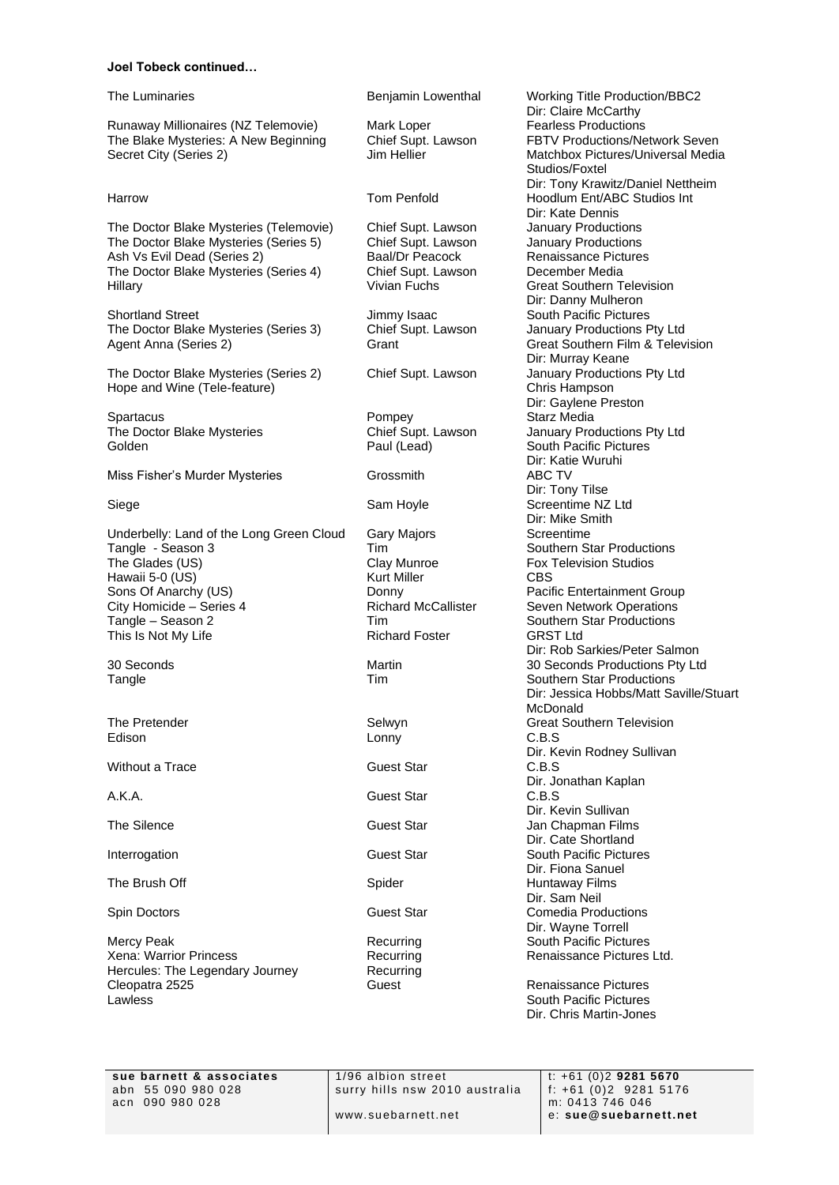**Joel Tobeck continued…**

| Title | Role | Production |
|---|---|---|
| The Luminaries | Benjamin Lowenthal | Working Title Production/BBC2<br>Dir: Claire McCarthy |
| Runaway Millionaires (NZ Telemovie) | Mark Loper | Fearless Productions |
| The Blake Mysteries: A New Beginning | Chief Supt. Lawson | FBTV Productions/Network Seven |
| Secret City (Series 2) | Jim Hellier | Matchbox Pictures/Universal Media Studios/Foxtel<br>Dir: Tony Krawitz/Daniel Nettheim |
| Harrow | Tom Penfold | Hoodlum Ent/ABC Studios Int<br>Dir: Kate Dennis |
| The Doctor Blake Mysteries (Telemovie) | Chief Supt. Lawson | January Productions |
| The Doctor Blake Mysteries (Series 5) | Chief Supt. Lawson | January Productions |
| Ash Vs Evil Dead (Series 2) | Baal/Dr Peacock | Renaissance Pictures |
| The Doctor Blake Mysteries (Series 4) | Chief Supt. Lawson | December Media |
| Hillary | Vivian Fuchs | Great Southern Television<br>Dir: Danny Mulheron |
| Shortland Street | Jimmy Isaac | South Pacific Pictures |
| The Doctor Blake Mysteries (Series 3) | Chief Supt. Lawson | January Productions Pty Ltd |
| Agent Anna (Series 2) | Grant | Great Southern Film & Television<br>Dir: Murray Keane |
| The Doctor Blake Mysteries (Series 2) | Chief Supt. Lawson | January Productions Pty Ltd |
| Hope and Wine (Tele-feature) | | Chris Hampson<br>Dir: Gaylene Preston |
| Spartacus | Pompey | Starz Media |
| The Doctor Blake Mysteries | Chief Supt. Lawson | January Productions Pty Ltd |
| Golden | Paul (Lead) | South Pacific Pictures<br>Dir: Katie Wuruhi |
| Miss Fisher's Murder Mysteries | Grossmith | ABC TV<br>Dir: Tony Tilse |
| Siege | Sam Hoyle | Screentime NZ Ltd<br>Dir: Mike Smith |
| Underbelly: Land of the Long Green Cloud | Gary Majors | Screentime |
| Tangle - Season 3 | Tim | Southern Star Productions |
| The Glades (US) | Clay Munroe | Fox Television Studios |
| Hawaii 5-0 (US) | Kurt Miller | CBS |
| Sons Of Anarchy (US) | Donny | Pacific Entertainment Group |
| City Homicide – Series 4 | Richard McCallister | Seven Network Operations |
| Tangle – Season 2 | Tim | Southern Star Productions |
| This Is Not My Life | Richard Foster | GRST Ltd<br>Dir: Rob Sarkies/Peter Salmon |
| 30 Seconds | Martin | 30 Seconds Productions Pty Ltd |
| Tangle | Tim | Southern Star Productions<br>Dir: Jessica Hobbs/Matt Saville/Stuart McDonald |
| The Pretender | Selwyn | Great Southern Television |
| Edison | Lonny | C.B.S<br>Dir. Kevin Rodney Sullivan |
| Without a Trace | Guest Star | C.B.S<br>Dir. Jonathan Kaplan |
| A.K.A. | Guest Star | C.B.S<br>Dir. Kevin Sullivan |
| The Silence | Guest Star | Jan Chapman Films<br>Dir. Cate Shortland |
| Interrogation | Guest Star | South Pacific Pictures<br>Dir. Fiona Sanuel |
| The Brush Off | Spider | Huntaway Films<br>Dir. Sam Neil |
| Spin Doctors | Guest Star | Comedia Productions<br>Dir. Wayne Torrell |
| Mercy Peak | Recurring | South Pacific Pictures |
| Xena: Warrior Princess | Recurring | Renaissance Pictures Ltd. |
| Hercules: The Legendary Journey | Recurring | |
| Cleopatra 2525 | Guest | Renaissance Pictures |
| Lawless | | South Pacific Pictures<br>Dir. Chris Martin-Jones |

**sue barnett & associates**
abn 55 090 980 028
acn 090 980 028

1/96 albion street
surry hills nsw 2010 australia
www.suebarnett.net

t: +61 (0)2 **9281 5670**
f: +61 (0)2 9281 5176
m: 0413 746 046
e: **sue@suebarnett.net**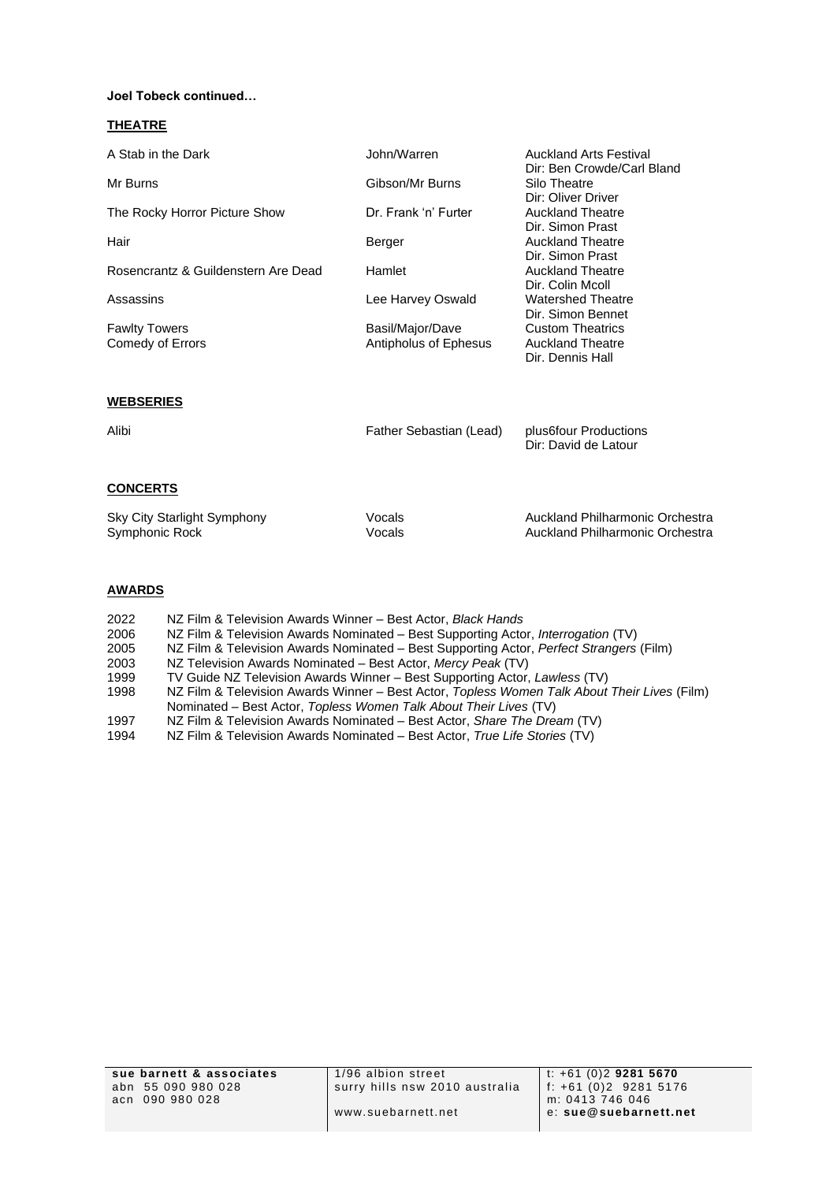**Joel Tobeck continued…**

## THEATRE

| | | |
|---|---|---|
| A Stab in the Dark | John/Warren | Auckland Arts Festival<br>Dir: Ben Crowde/Carl Bland |
| Mr Burns | Gibson/Mr Burns | Silo Theatre<br>Dir: Oliver Driver |
| The Rocky Horror Picture Show | Dr. Frank 'n' Furter | Auckland Theatre<br>Dir. Simon Prast |
| Hair | Berger | Auckland Theatre<br>Dir. Simon Prast |
| Rosencrantz & Guildenstern Are Dead | Hamlet | Auckland Theatre<br>Dir. Colin Mcoll |
| Assassins | Lee Harvey Oswald | Watershed Theatre<br>Dir. Simon Bennet |
| Fawlty Towers | Basil/Major/Dave | Custom Theatrics |
| Comedy of Errors | Antipholus of Ephesus | Auckland Theatre<br>Dir. Dennis Hall |

## WEBSERIES

| | | |
|---|---|---|
| Alibi | Father Sebastian (Lead) | plus6four Productions<br>Dir: David de Latour |

## CONCERTS

| | | |
|---|---|---|
| Sky City Starlight Symphony | Vocals | Auckland Philharmonic Orchestra |
| Symphonic Rock | Vocals | Auckland Philharmonic Orchestra |

## AWARDS

| | |
|---|---|
| 2022 | NZ Film & Television Awards Winner – Best Actor, *Black Hands* |
| 2006 | NZ Film & Television Awards Nominated – Best Supporting Actor, *Interrogation* (TV) |
| 2005 | NZ Film & Television Awards Nominated – Best Supporting Actor, *Perfect Strangers* (Film) |
| 2003 | NZ Television Awards Nominated – Best Actor, *Mercy Peak* (TV) |
| 1999 | TV Guide NZ Television Awards Winner – Best Supporting Actor, *Lawless* (TV) |
| 1998 | NZ Film & Television Awards Winner – Best Actor, *Topless Women Talk About Their Lives* (Film)<br>Nominated – Best Actor, *Topless Women Talk About Their Lives* (TV) |
| 1997 | NZ Film & Television Awards Nominated – Best Actor, *Share The Dream* (TV) |
| 1994 | NZ Film & Television Awards Nominated – Best Actor, *True Life Stories* (TV) |